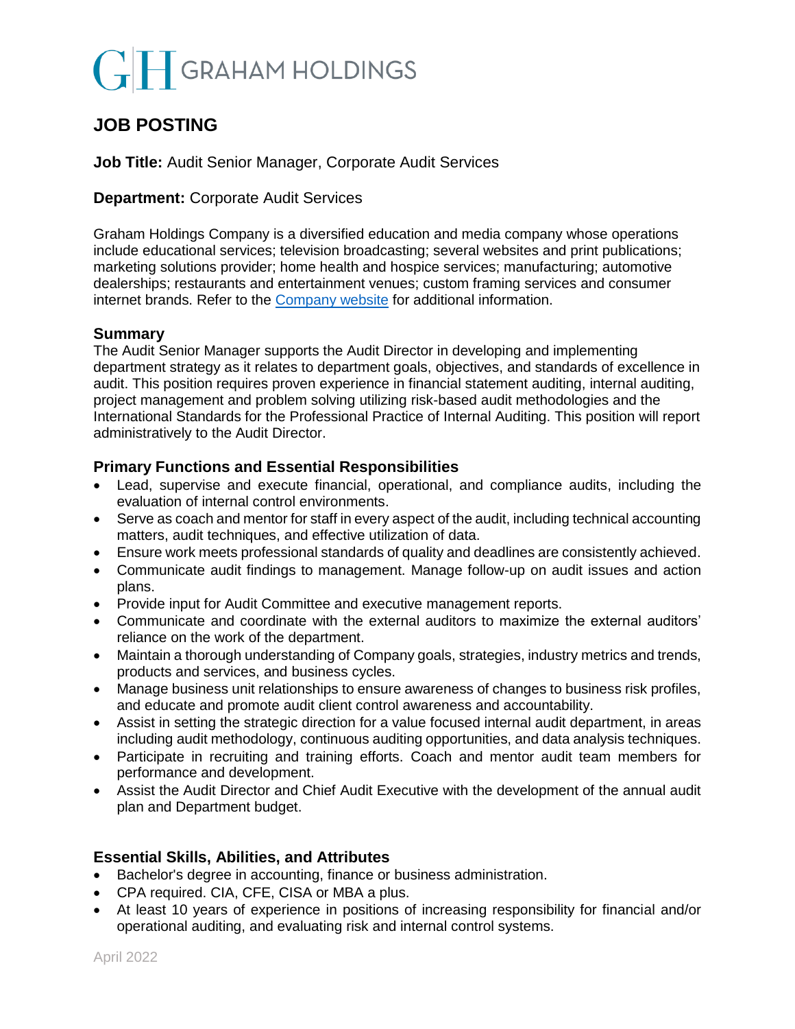# GRAHAM HOLDINGS

## JOB POSTING

**Job Title:** Audit Senior Manager, Corporate Audit Services

**Department:** Corporate Audit Services

Graham Holdings Company is a diversified education and media company whose operations include educational services; television broadcasting; several websites and print publications; marketing solutions provider; home health and hospice services; manufacturing; automotive dealerships; restaurants and entertainment venues; custom framing services and consumer internet brands. Refer to the Company website for additional information.

### Summary

The Audit Senior Manager supports the Audit Director in developing and implementing department strategy as it relates to department goals, objectives, and standards of excellence in audit. This position requires proven experience in financial statement auditing, internal auditing, project management and problem solving utilizing risk-based audit methodologies and the International Standards for the Professional Practice of Internal Auditing. This position will report administratively to the Audit Director.

### Primary Functions and Essential Responsibilities

- Lead, supervise and execute financial, operational, and compliance audits, including the evaluation of internal control environments.
- Serve as coach and mentor for staff in every aspect of the audit, including technical accounting matters, audit techniques, and effective utilization of data.
- Ensure work meets professional standards of quality and deadlines are consistently achieved.
- Communicate audit findings to management. Manage follow-up on audit issues and action plans.
- Provide input for Audit Committee and executive management reports.
- Communicate and coordinate with the external auditors to maximize the external auditors' reliance on the work of the department.
- Maintain a thorough understanding of Company goals, strategies, industry metrics and trends, products and services, and business cycles.
- Manage business unit relationships to ensure awareness of changes to business risk profiles, and educate and promote audit client control awareness and accountability.
- Assist in setting the strategic direction for a value focused internal audit department, in areas including audit methodology, continuous auditing opportunities, and data analysis techniques.
- Participate in recruiting and training efforts. Coach and mentor audit team members for performance and development.
- Assist the Audit Director and Chief Audit Executive with the development of the annual audit plan and Department budget.

### Essential Skills, Abilities, and Attributes

- Bachelor's degree in accounting, finance or business administration.
- CPA required. CIA, CFE, CISA or MBA a plus.
- At least 10 years of experience in positions of increasing responsibility for financial and/or operational auditing, and evaluating risk and internal control systems.

April 2022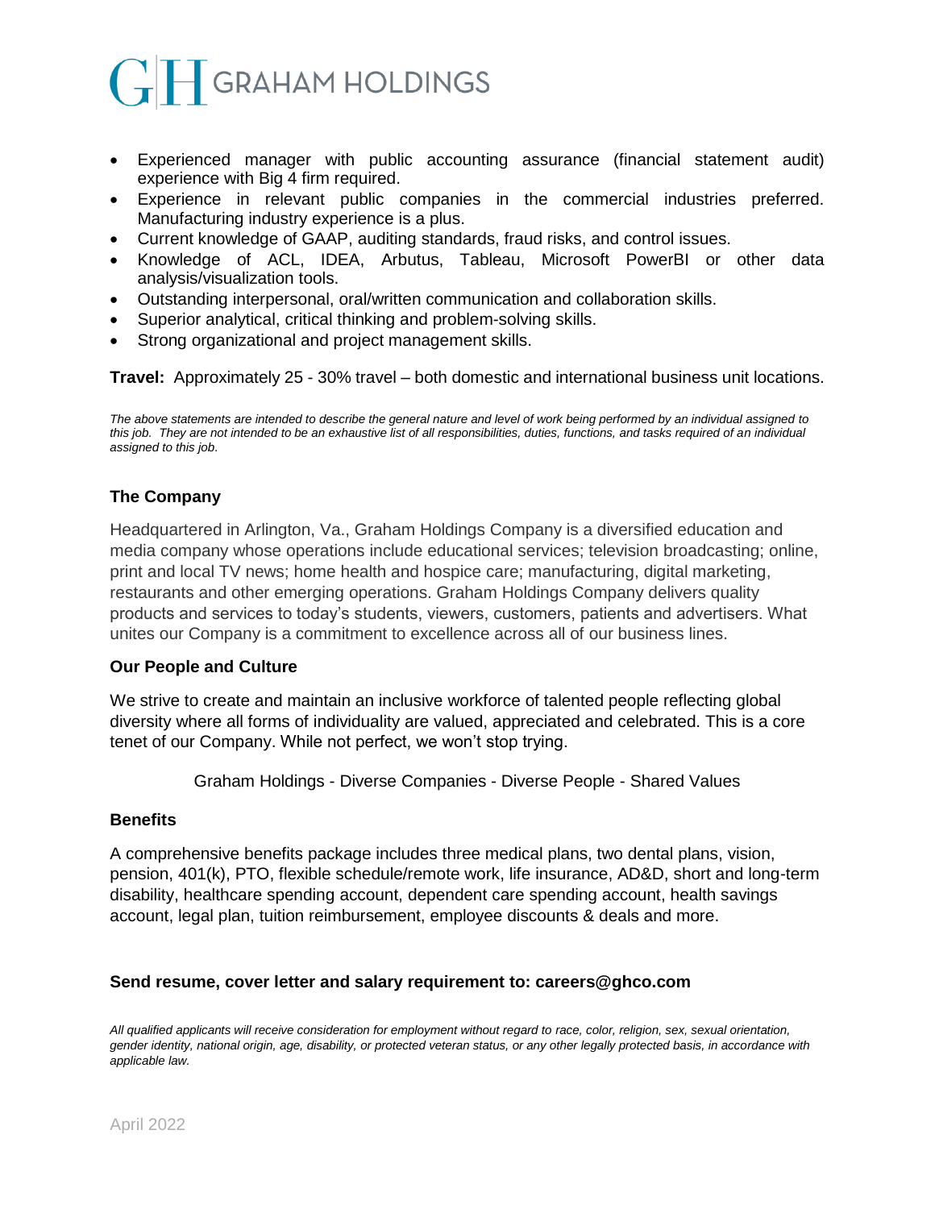- Experienced manager with public accounting assurance (financial statement audit) experience with Big 4 firm required.
- Experience in relevant public companies in the commercial industries preferred. Manufacturing industry experience is a plus.
- Current knowledge of GAAP, auditing standards, fraud risks, and control issues.
- Knowledge of ACL, IDEA, Arbutus, Tableau, Microsoft PowerBI or other data analysis/visualization tools.
- Outstanding interpersonal, oral/written communication and collaboration skills.
- Superior analytical, critical thinking and problem-solving skills.
- Strong organizational and project management skills.

**Travel:** Approximately 25 - 30% travel – both domestic and international business unit locations.

*The above statements are intended to describe the general nature and level of work being performed by an individual assigned to this job. They are not intended to be an exhaustive list of all responsibilities, duties, functions, and tasks required of an individual assigned to this job.*

## The Company

Headquartered in Arlington, Va., Graham Holdings Company is a diversified education and media company whose operations include educational services; television broadcasting; online, print and local TV news; home health and hospice care; manufacturing, digital marketing, restaurants and other emerging operations. Graham Holdings Company delivers quality products and services to today's students, viewers, customers, patients and advertisers. What unites our Company is a commitment to excellence across all of our business lines.

## Our People and Culture

We strive to create and maintain an inclusive workforce of talented people reflecting global diversity where all forms of individuality are valued, appreciated and celebrated. This is a core tenet of our Company. While not perfect, we won't stop trying.

Graham Holdings - Diverse Companies - Diverse People - Shared Values

## Benefits

A comprehensive benefits package includes three medical plans, two dental plans, vision, pension, 401(k), PTO, flexible schedule/remote work, life insurance, AD&D, short and long-term disability, healthcare spending account, dependent care spending account, health savings account, legal plan, tuition reimbursement, employee discounts & deals and more.

**Send resume, cover letter and salary requirement to: careers@ghco.com**

*All qualified applicants will receive consideration for employment without regard to race, color, religion, sex, sexual orientation, gender identity, national origin, age, disability, or protected veteran status, or any other legally protected basis, in accordance with applicable law.*

April 2022